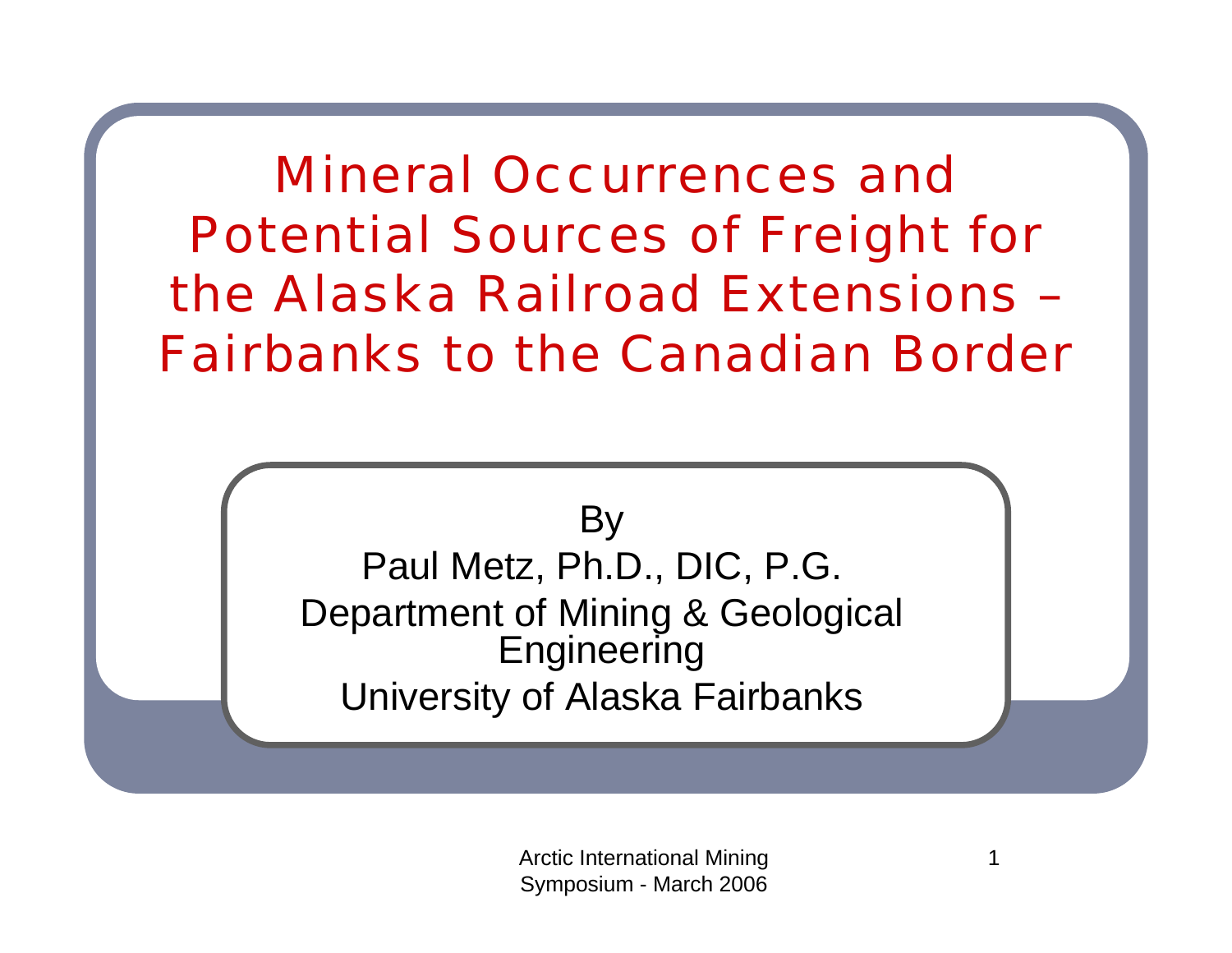# Mineral Occurrences and Potential Sources of Freight for the Alaska Railroad Extensions – Fairbanks to the Canadian Border

By

Paul Metz, Ph.D., DIC, P.G.

Department of Mining & Geological Engineering

University of Alaska Fairbanks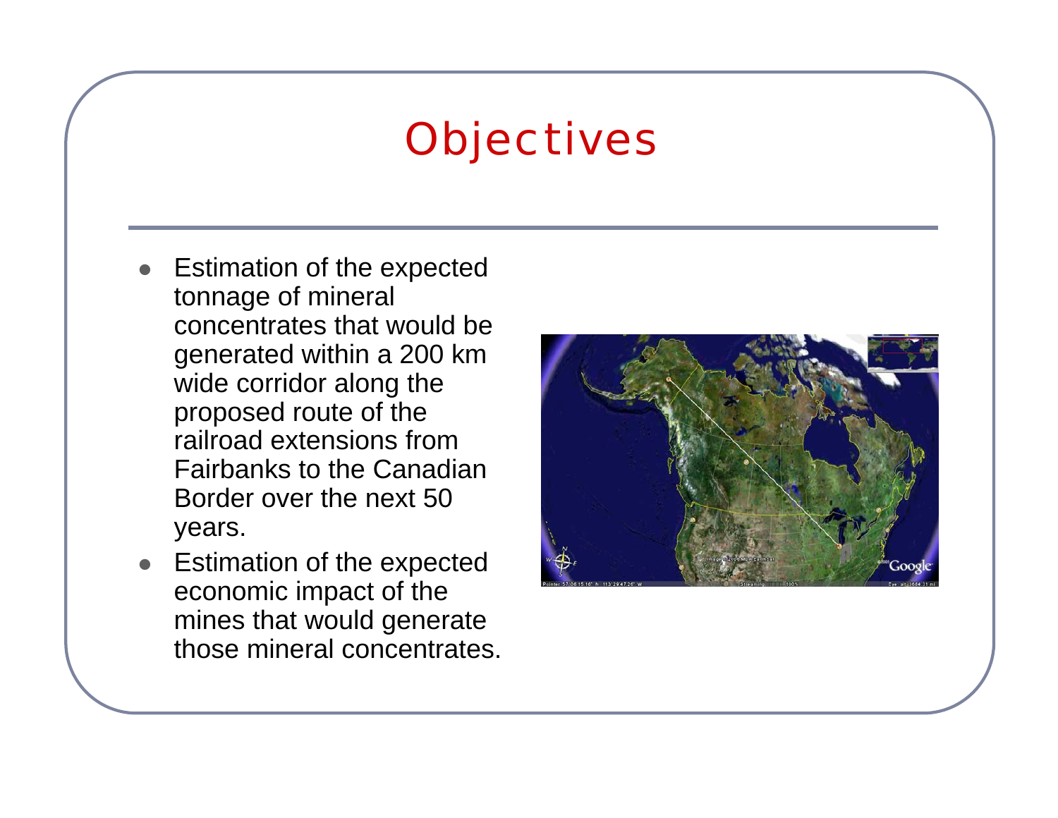# Objectives

- Estimation of the expected tonnage of mineral concentrates that would be generated within a 200 km wide corridor along the proposed route of the railroad extensions from Fairbanks to the Canadian Border over the next 50 years.
- Estimation of the expected economic impact of the mines that would generate those mineral concentrates.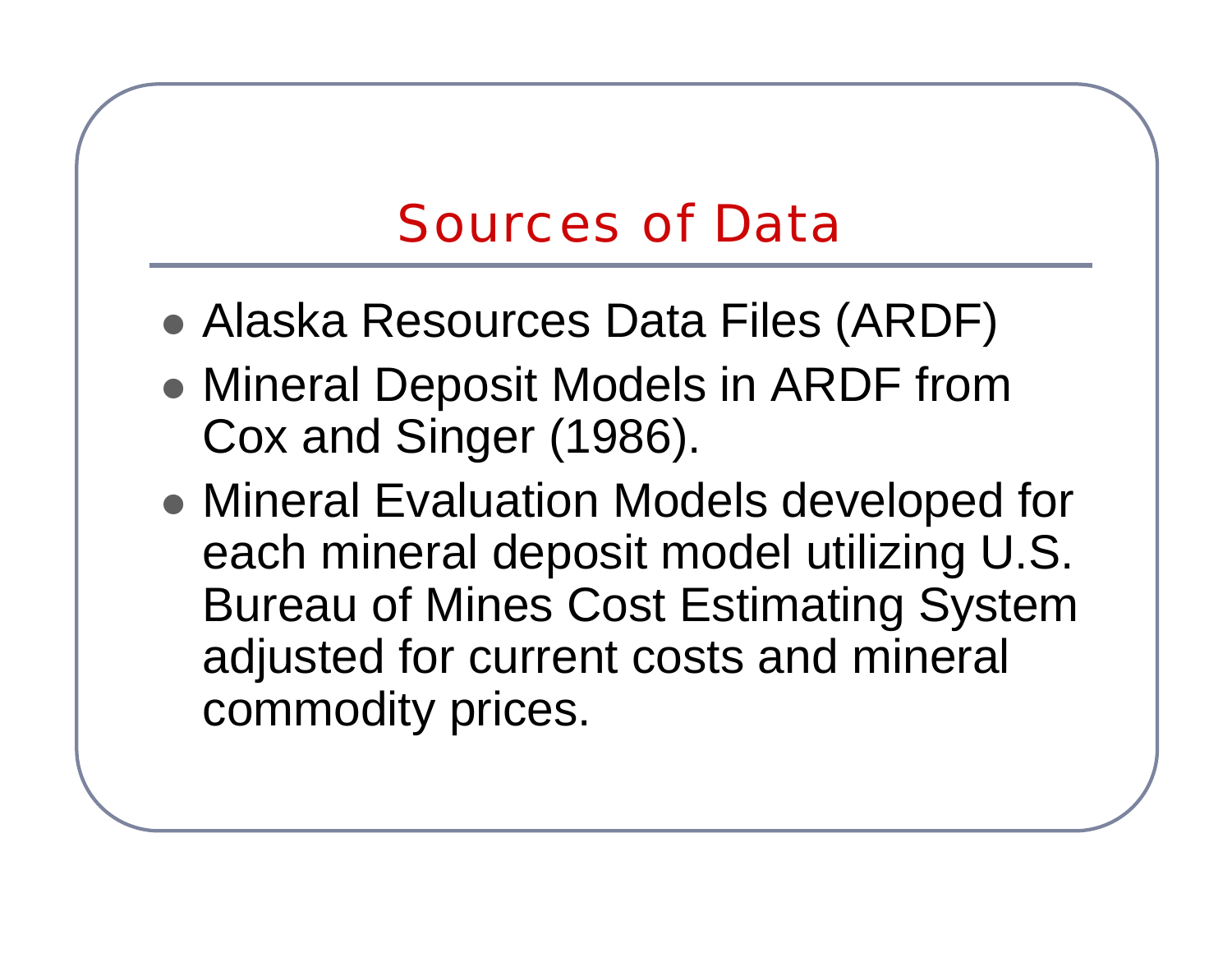# Sources of Data

- Alaska Resources Data Files (ARDF)
- Mineral Deposit Models in ARDF from Cox and Singer (1986).
- Mineral Evaluation Models developed for each mineral deposit model utilizing U.S. Bureau of Mines Cost Estimating System adjusted for current costs and mineral commodity prices.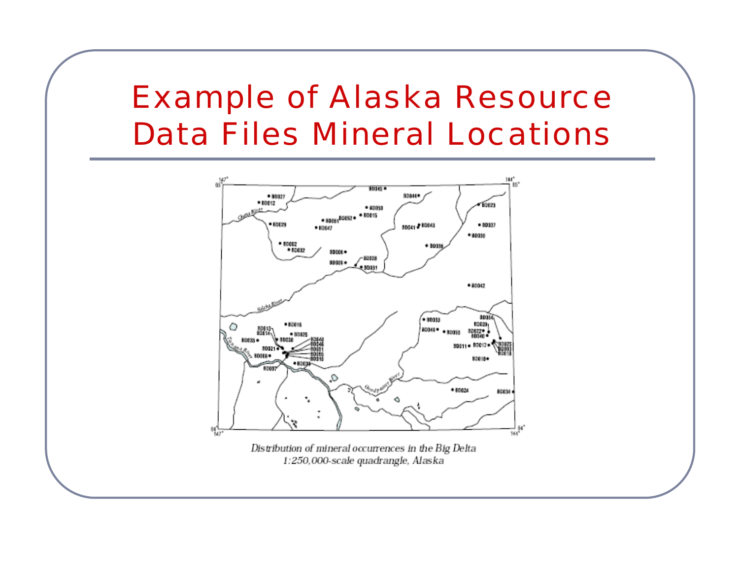# Example of Alaska Resource Data Files Mineral Locations

*Distribution of mineral occurrences in the Big Delta 1:250,000-scale quadrangle, Alaska*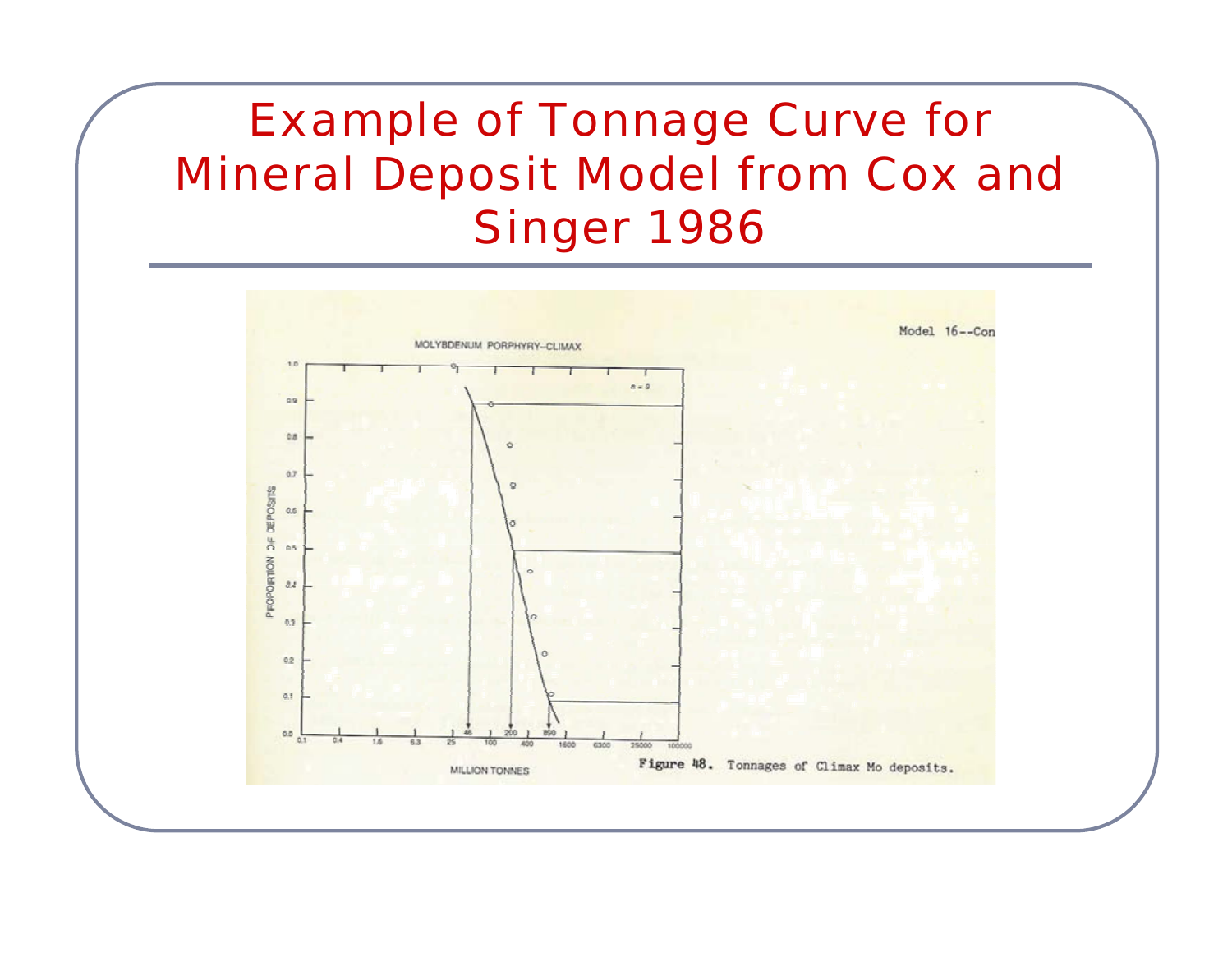# Example of Tonnage Curve for Mineral Deposit Model from Cox and Singer 1986

Model 16--Con

MOLYBDENUM PORPHYRY–CLIMAX

n = 9

PROPORTION OF DEPOSITS

MILLION TONNES

0.1 0.4 1.6 6.3 25 46 100 200 400 890 1600 6300 25000 100000

Figure 48. Tonnages of Climax Mo deposits.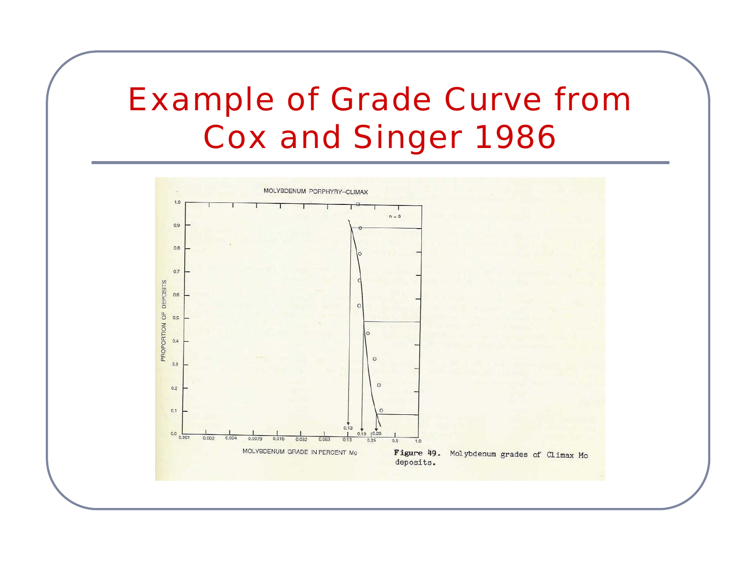# Example of Grade Curve from Cox and Singer 1986

MOLYBDENUM PORPHYRY--CLIMAX

PROPORTION OF DEPOSITS

MOLYBDENUM GRADE IN PERCENT Mo

**Figure 49.** Molybdenum grades of Climax Mo deposits.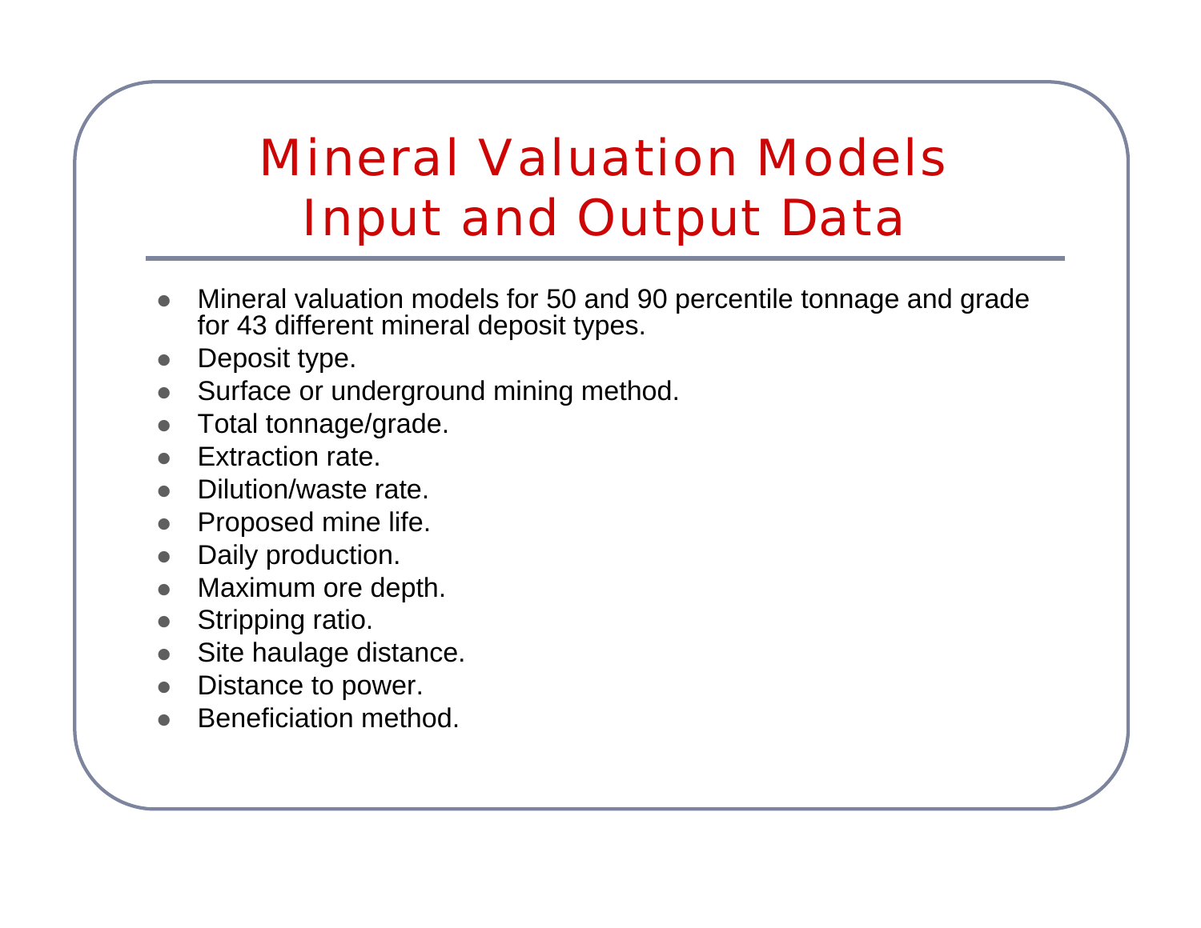# Mineral Valuation Models Input and Output Data

- Mineral valuation models for 50 and 90 percentile tonnage and grade for 43 different mineral deposit types.
- Deposit type.
- Surface or underground mining method.
- Total tonnage/grade.
- Extraction rate.
- Dilution/waste rate.
- Proposed mine life.
- Daily production.
- Maximum ore depth.
- Stripping ratio.
- Site haulage distance.
- Distance to power.
- Beneficiation method.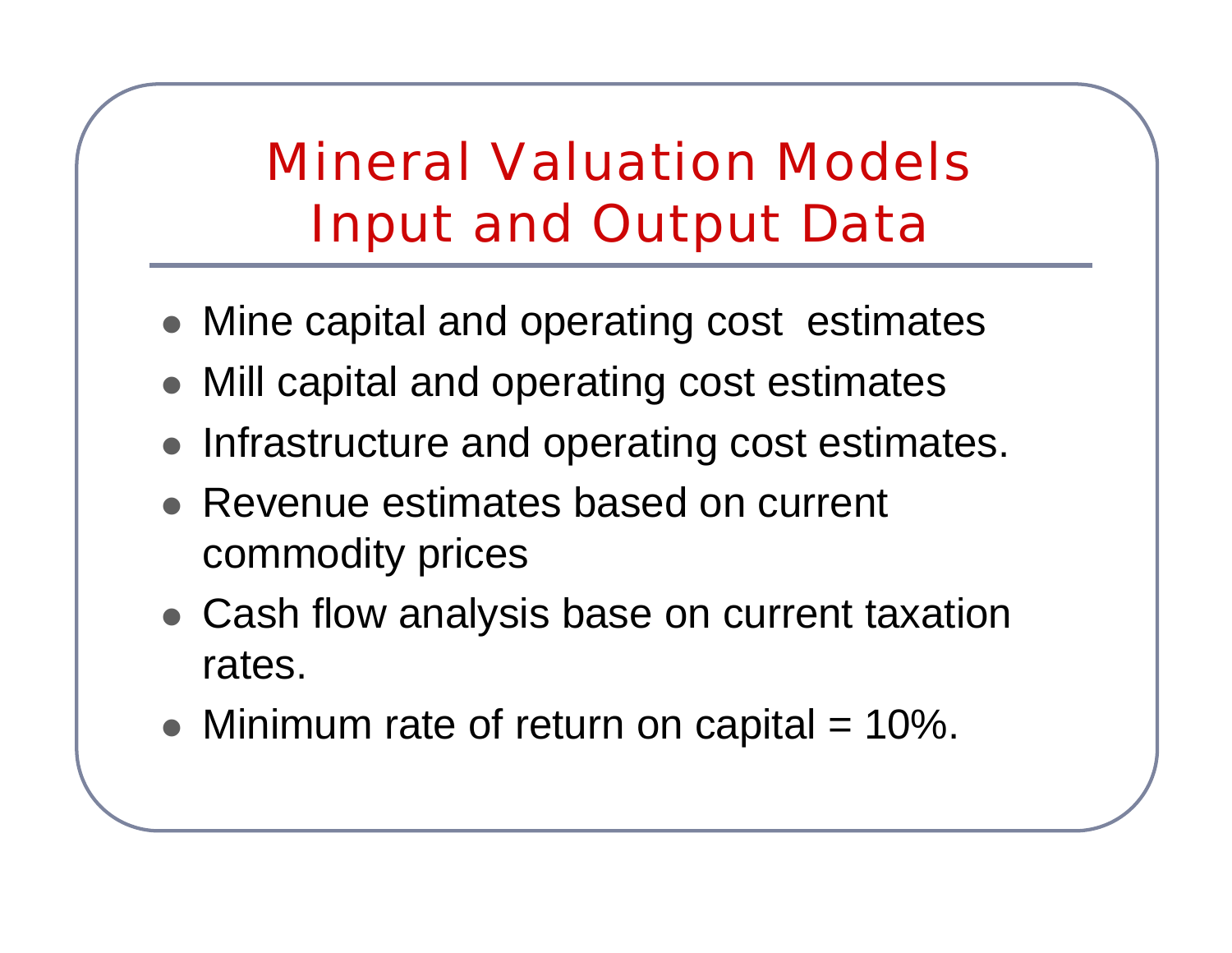# Mineral Valuation Models Input and Output Data

- Mine capital and operating cost  estimates
- Mill capital and operating cost estimates
- Infrastructure and operating cost estimates.
- Revenue estimates based on current commodity prices
- Cash flow analysis base on current taxation rates.
- Minimum rate of return on capital = 10%.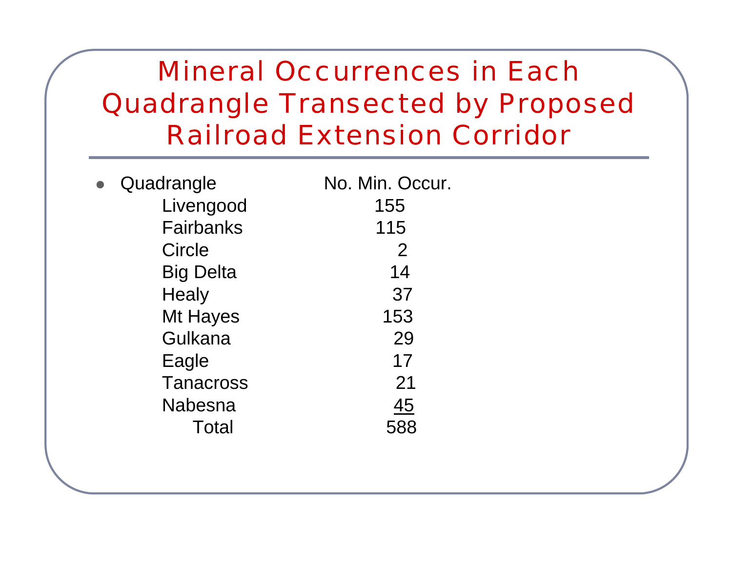# Mineral Occurrences in Each Quadrangle Transected by Proposed Railroad Extension Corridor

| Quadrangle | No. Min. Occur. |
| --- | --- |
| Livengood | 155 |
| Fairbanks | 115 |
| Circle | 2 |
| Big Delta | 14 |
| Healy | 37 |
| Mt Hayes | 153 |
| Gulkana | 29 |
| Eagle | 17 |
| Tanacross | 21 |
| Nabesna | 45 |
| Total | 588 |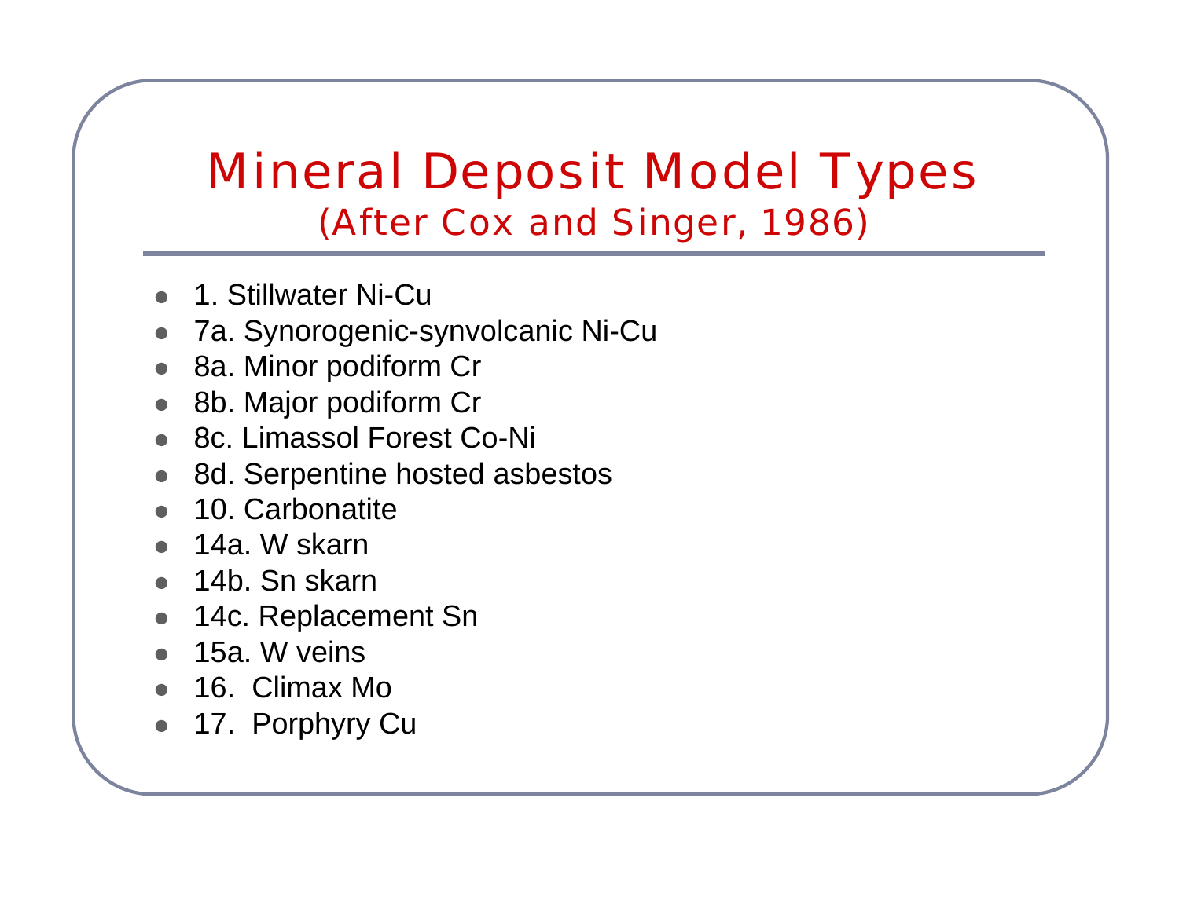# Mineral Deposit Model Types

## (After Cox and Singer, 1986)

- 1. Stillwater Ni-Cu
- 7a. Synorogenic-synvolcanic Ni-Cu
- 8a. Minor podiform Cr
- 8b. Major podiform Cr
- 8c. Limassol Forest Co-Ni
- 8d. Serpentine hosted asbestos
- 10. Carbonatite
- 14a. W skarn
- 14b. Sn skarn
- 14c. Replacement Sn
- 15a. W veins
- 16. Climax Mo
- 17. Porphyry Cu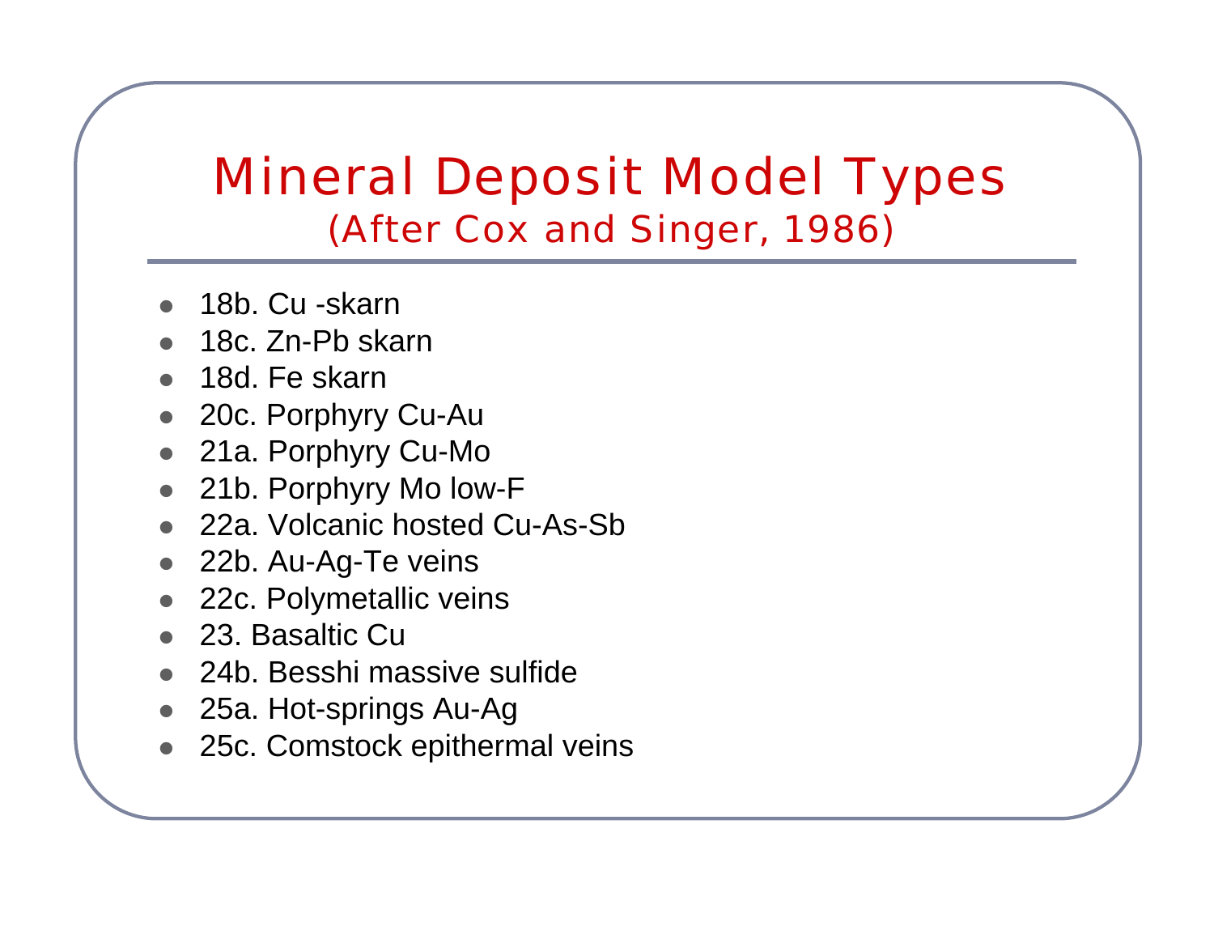# Mineral Deposit Model Types

## (After Cox and Singer, 1986)

- 18b. Cu -skarn
- 18c. Zn-Pb skarn
- 18d. Fe skarn
- 20c. Porphyry Cu-Au
- 21a. Porphyry Cu-Mo
- 21b. Porphyry Mo low-F
- 22a. Volcanic hosted Cu-As-Sb
- 22b. Au-Ag-Te veins
- 22c. Polymetallic veins
- 23. Basaltic Cu
- 24b. Besshi massive sulfide
- 25a. Hot-springs Au-Ag
- 25c. Comstock epithermal veins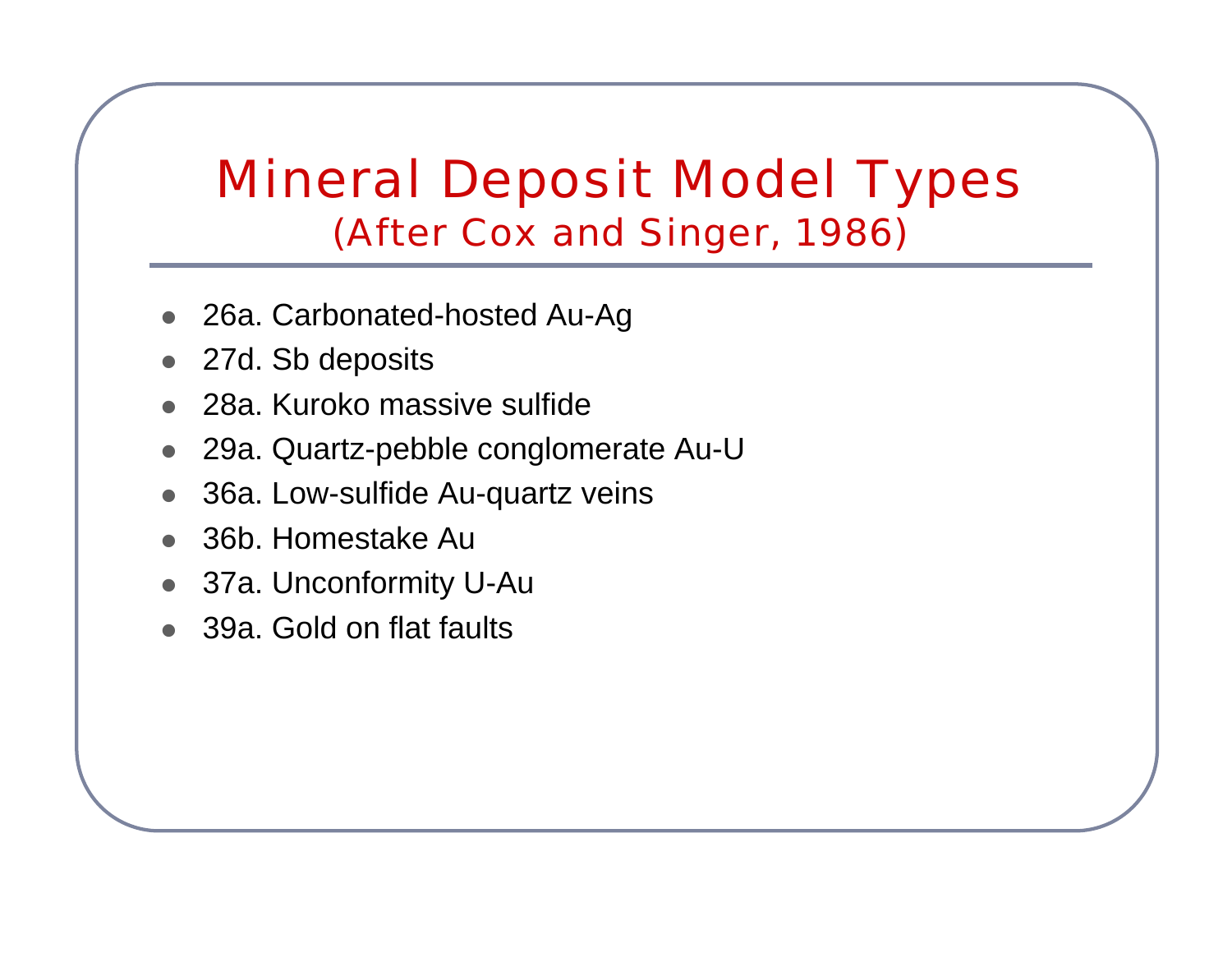# Mineral Deposit Model Types

## (After Cox and Singer, 1986)

- 26a. Carbonated-hosted Au-Ag
- 27d. Sb deposits
- 28a. Kuroko massive sulfide
- 29a. Quartz-pebble conglomerate Au-U
- 36a. Low-sulfide Au-quartz veins
- 36b. Homestake Au
- 37a. Unconformity U-Au
- 39a. Gold on flat faults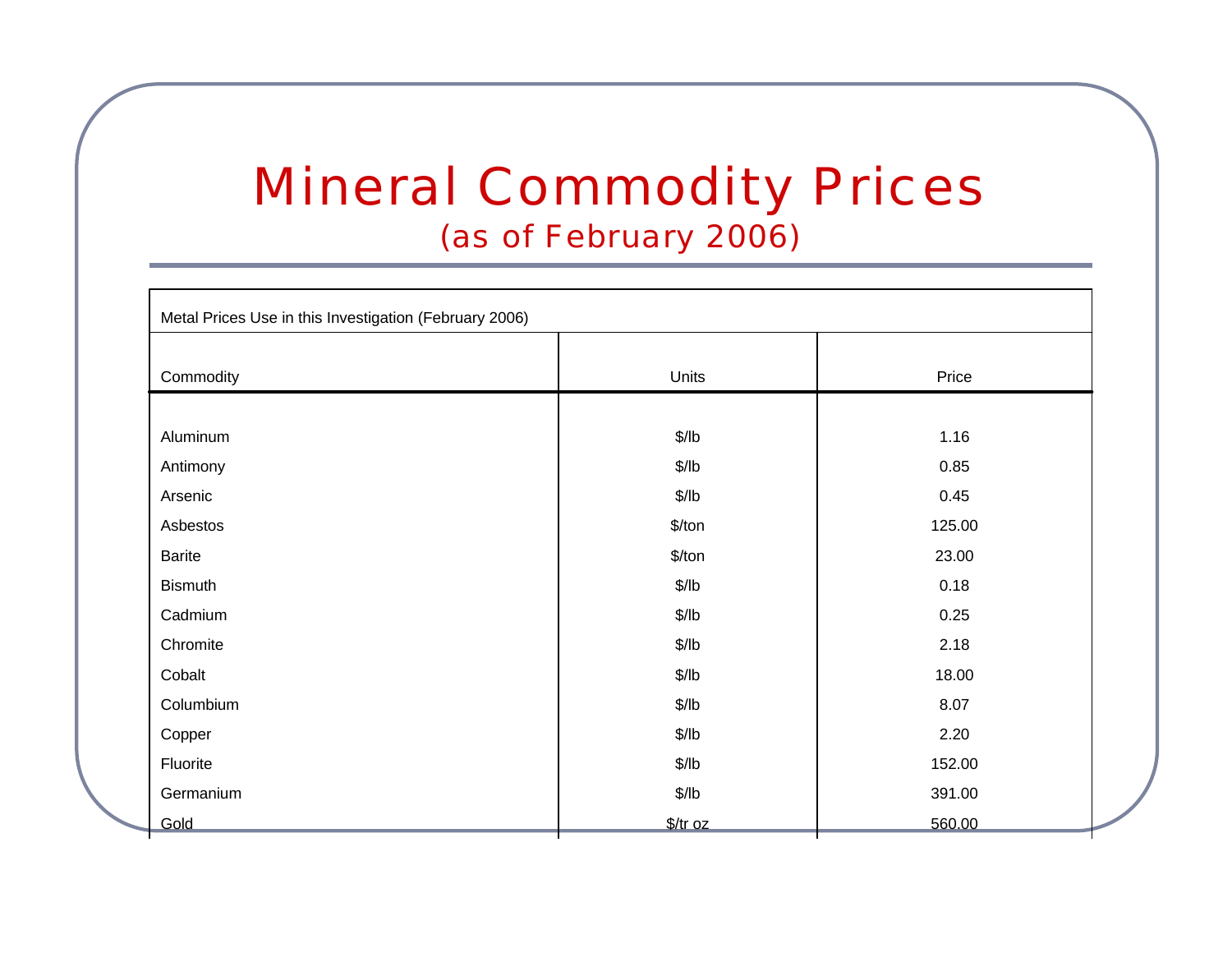# Mineral Commodity Prices

## (as of February 2006)

Metal Prices Use in this Investigation (February 2006)

| Commodity | Units | Price |
|---|---|---|
| Aluminum | $/lb | 1.16 |
| Antimony | $/lb | 0.85 |
| Arsenic | $/lb | 0.45 |
| Asbestos | $/ton | 125.00 |
| Barite | $/ton | 23.00 |
| Bismuth | $/lb | 0.18 |
| Cadmium | $/lb | 0.25 |
| Chromite | $/lb | 2.18 |
| Cobalt | $/lb | 18.00 |
| Columbium | $/lb | 8.07 |
| Copper | $/lb | 2.20 |
| Fluorite | $/lb | 152.00 |
| Germanium | $/lb | 391.00 |
| Gold | $/tr oz | 560.00 |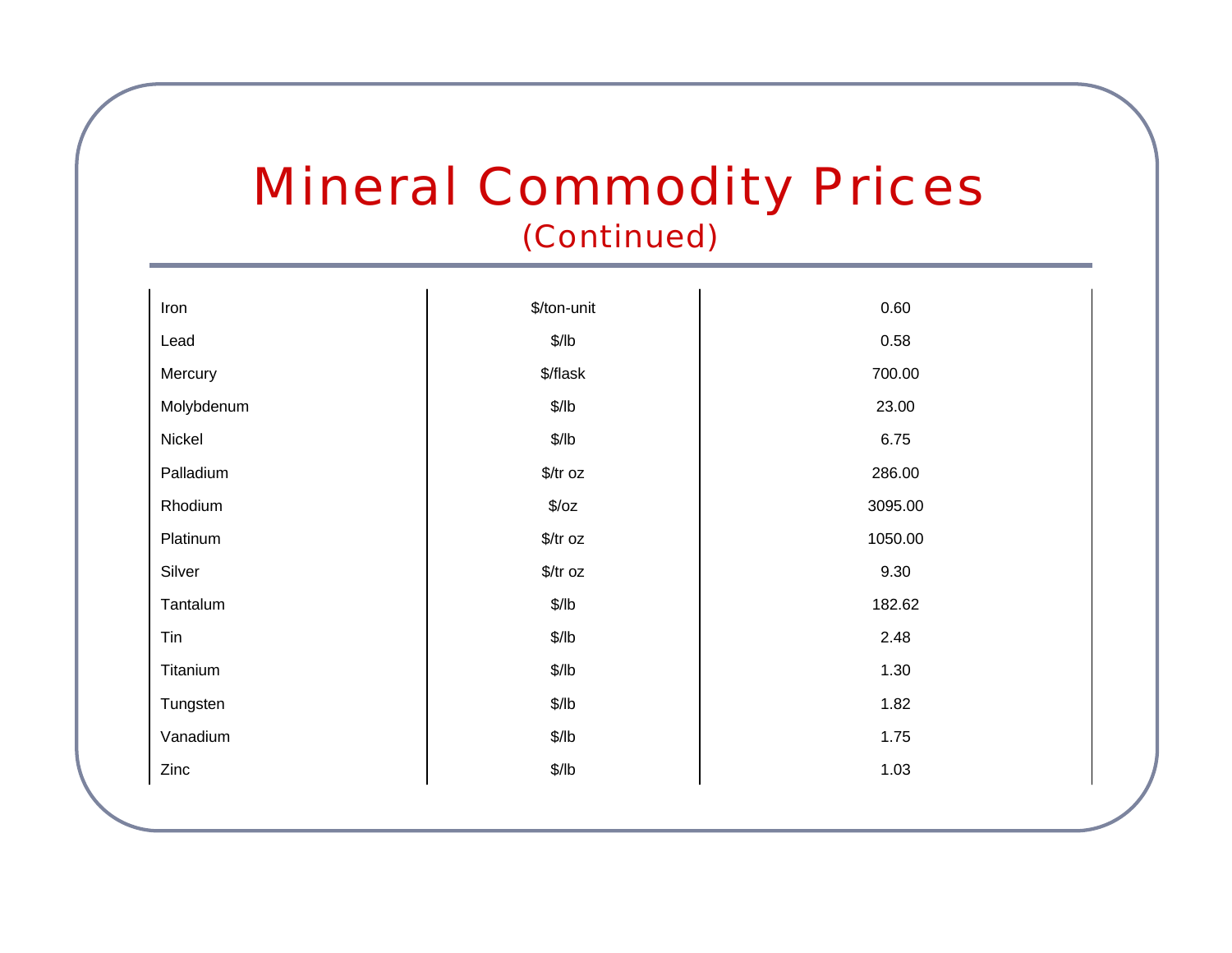# Mineral Commodity Prices
## (Continued)

| | | |
|---|---|---|
| Iron | $/ton-unit | 0.60 |
| Lead | $/lb | 0.58 |
| Mercury | $/flask | 700.00 |
| Molybdenum | $/lb | 23.00 |
| Nickel | $/lb | 6.75 |
| Palladium | $/tr oz | 286.00 |
| Rhodium | $/oz | 3095.00 |
| Platinum | $/tr oz | 1050.00 |
| Silver | $/tr oz | 9.30 |
| Tantalum | $/lb | 182.62 |
| Tin | $/lb | 2.48 |
| Titanium | $/lb | 1.30 |
| Tungsten | $/lb | 1.82 |
| Vanadium | $/lb | 1.75 |
| Zinc | $/lb | 1.03 |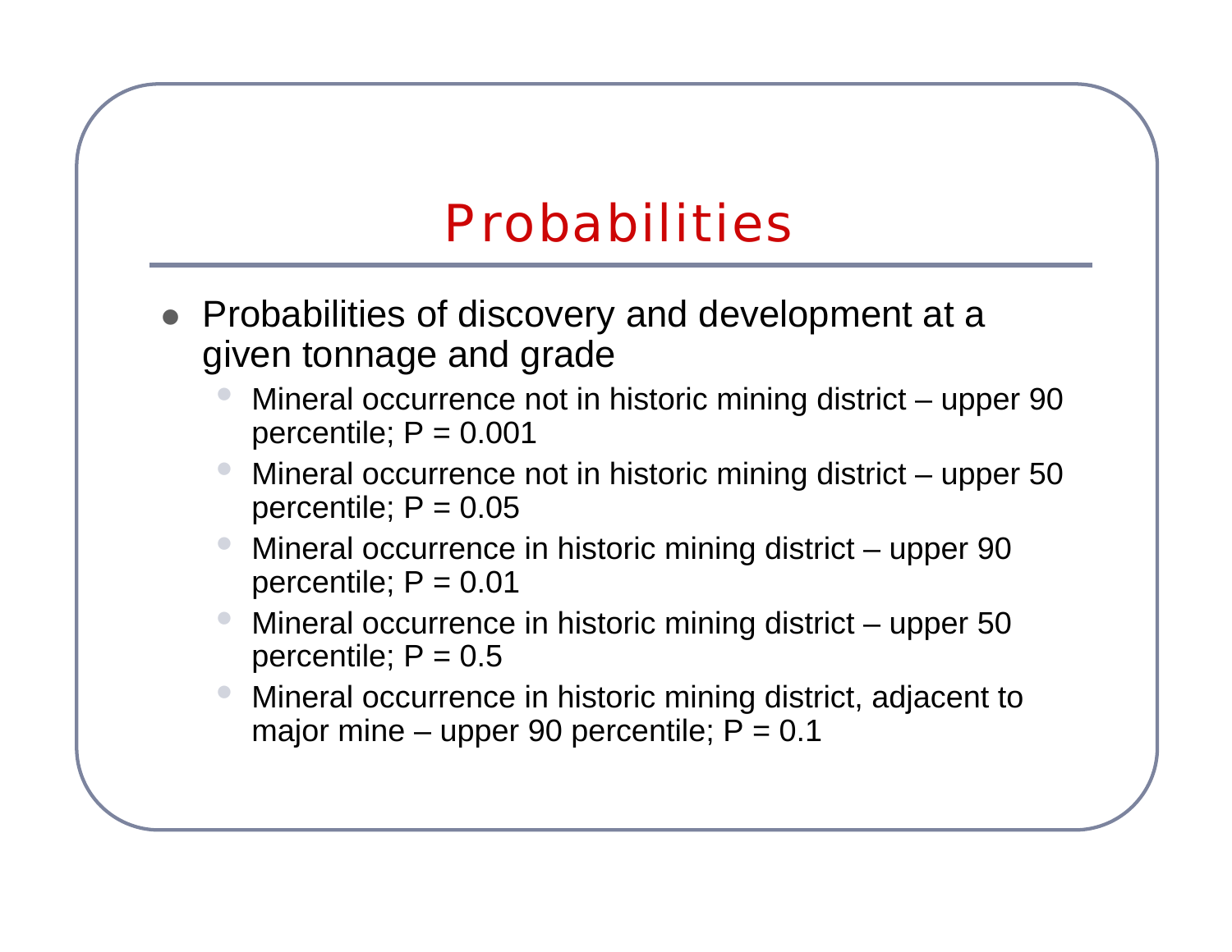# Probabilities

- Probabilities of discovery and development at a given tonnage and grade
  - Mineral occurrence not in historic mining district – upper 90 percentile; P = 0.001
  - Mineral occurrence not in historic mining district – upper 50 percentile; P = 0.05
  - Mineral occurrence in historic mining district – upper 90 percentile; P = 0.01
  - Mineral occurrence in historic mining district – upper 50 percentile; P = 0.5
  - Mineral occurrence in historic mining district, adjacent to major mine – upper 90 percentile; P = 0.1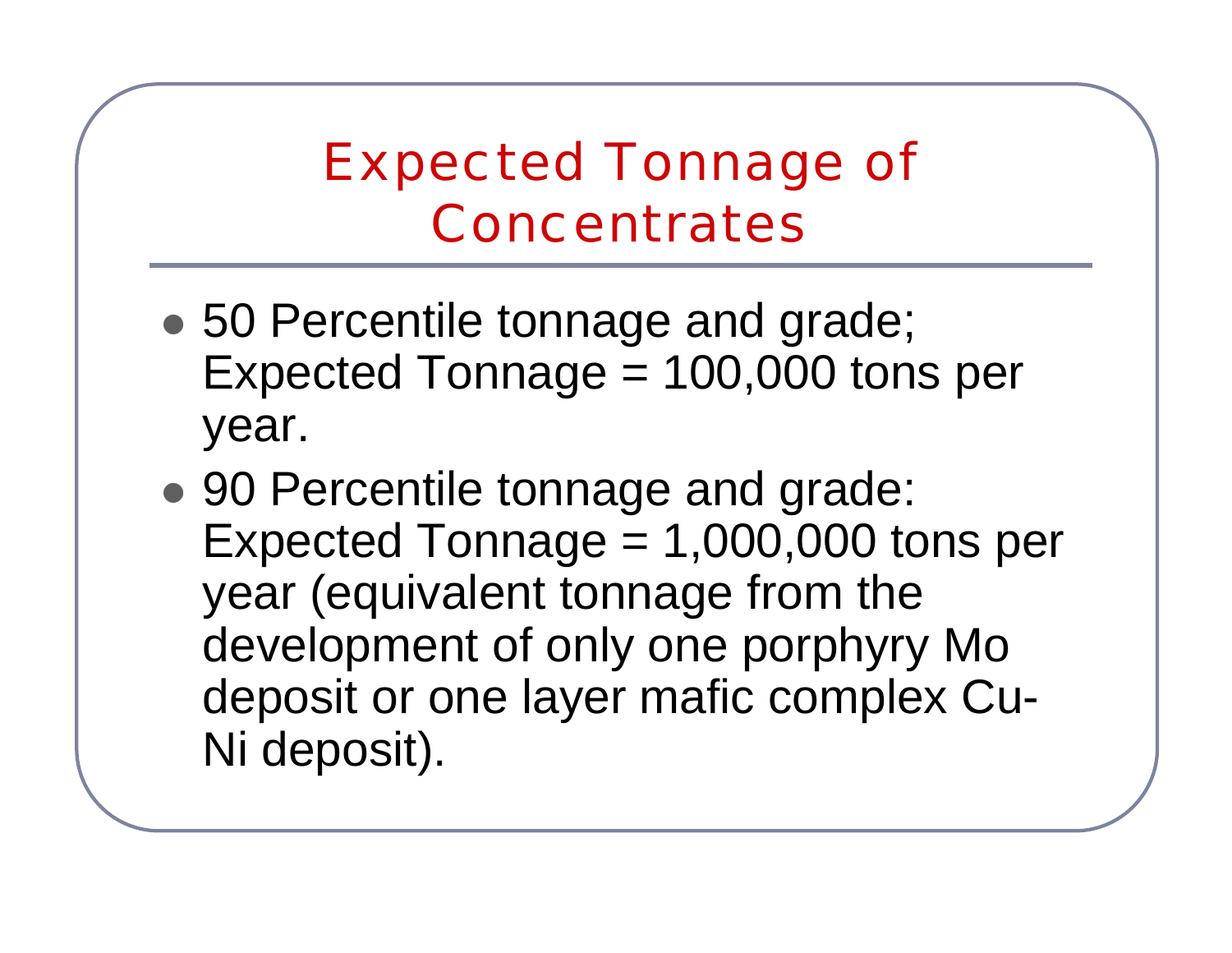# Expected Tonnage of Concentrates

- 50 Percentile tonnage and grade; Expected Tonnage = 100,000 tons per year.
- 90 Percentile tonnage and grade: Expected Tonnage = 1,000,000 tons per year (equivalent tonnage from the development of only one porphyry Mo deposit or one layer mafic complex Cu-Ni deposit).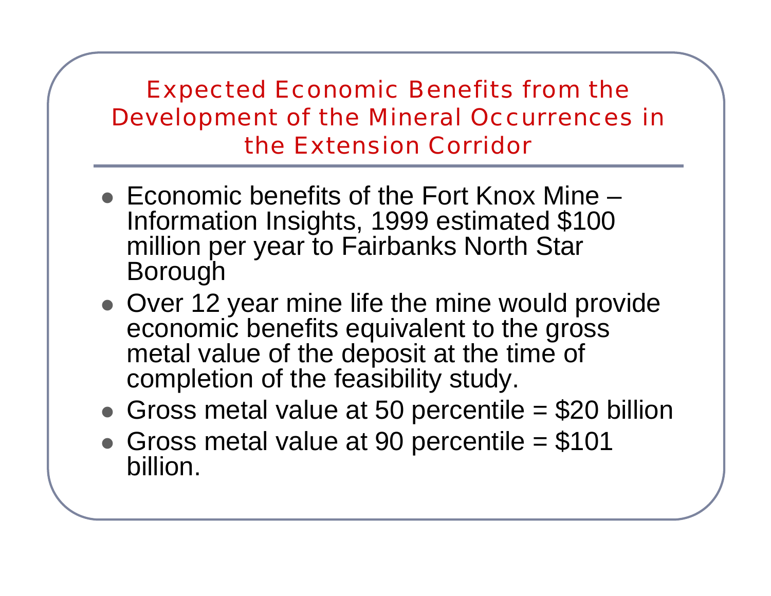## Expected Economic Benefits from the Development of the Mineral Occurrences in the Extension Corridor

- Economic benefits of the Fort Knox Mine – Information Insights, 1999 estimated $100 million per year to Fairbanks North Star Borough
- Over 12 year mine life the mine would provide economic benefits equivalent to the gross metal value of the deposit at the time of completion of the feasibility study.
- Gross metal value at 50 percentile = $20 billion
- Gross metal value at 90 percentile = $101 billion.